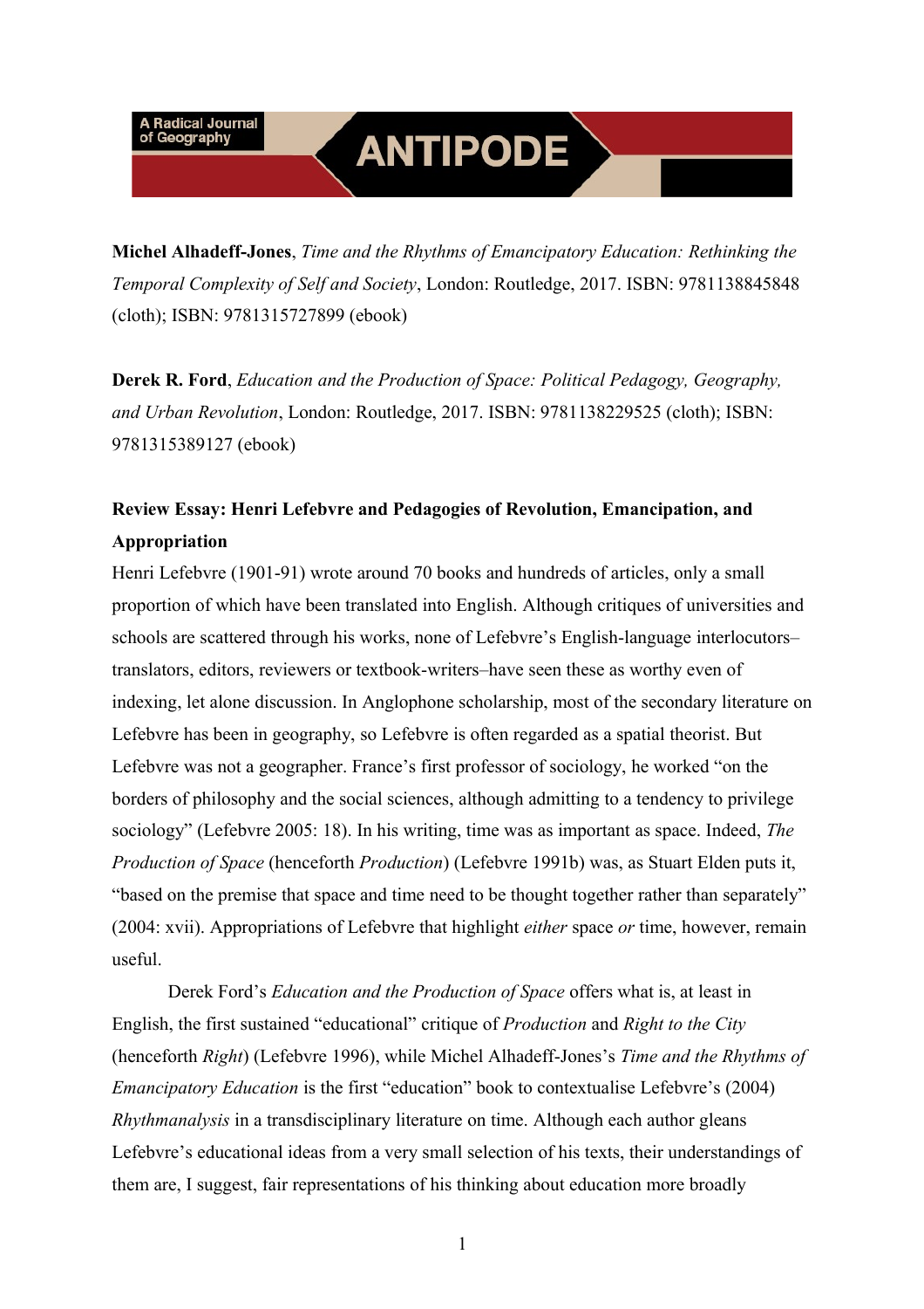**Michel Alhadeff-Jones**, *Time and the Rhythms of Emancipatory Education: Rethinking the Temporal Complexity of Self and Society*, London: Routledge, 2017. ISBN: 9781138845848 (cloth); ISBN: 9781315727899 (ebook)

**Derek R. Ford**, *Education and the Production of Space: Political Pedagogy, Geography, and Urban Revolution*, London: Routledge, 2017. ISBN: 9781138229525 (cloth); ISBN: 9781315389127 (ebook)

## Review Essay: Henri Lefebvre and Pedagogies of Revolution, Emancipation, and Appropriation

Henri Lefebvre (1901-91) wrote around 70 books and hundreds of articles, only a small proportion of which have been translated into English. Although critiques of universities and schools are scattered through his works, none of Lefebvre's English-language interlocutors–translators, editors, reviewers or textbook-writers–have seen these as worthy even of indexing, let alone discussion. In Anglophone scholarship, most of the secondary literature on Lefebvre has been in geography, so Lefebvre is often regarded as a spatial theorist. But Lefebvre was not a geographer. France's first professor of sociology, he worked "on the borders of philosophy and the social sciences, although admitting to a tendency to privilege sociology" (Lefebvre 2005: 18). In his writing, time was as important as space. Indeed, *The Production of Space* (henceforth *Production*) (Lefebvre 1991b) was, as Stuart Elden puts it, "based on the premise that space and time need to be thought together rather than separately" (2004: xvii). Appropriations of Lefebvre that highlight *either* space *or* time, however, remain useful.

Derek Ford's *Education and the Production of Space* offers what is, at least in English, the first sustained "educational" critique of *Production* and *Right to the City* (henceforth *Right*) (Lefebvre 1996), while Michel Alhadeff-Jones's *Time and the Rhythms of Emancipatory Education* is the first "education" book to contextualise Lefebvre's (2004) *Rhythmanalysis* in a transdisciplinary literature on time. Although each author gleans Lefebvre's educational ideas from a very small selection of his texts, their understandings of them are, I suggest, fair representations of his thinking about education more broadly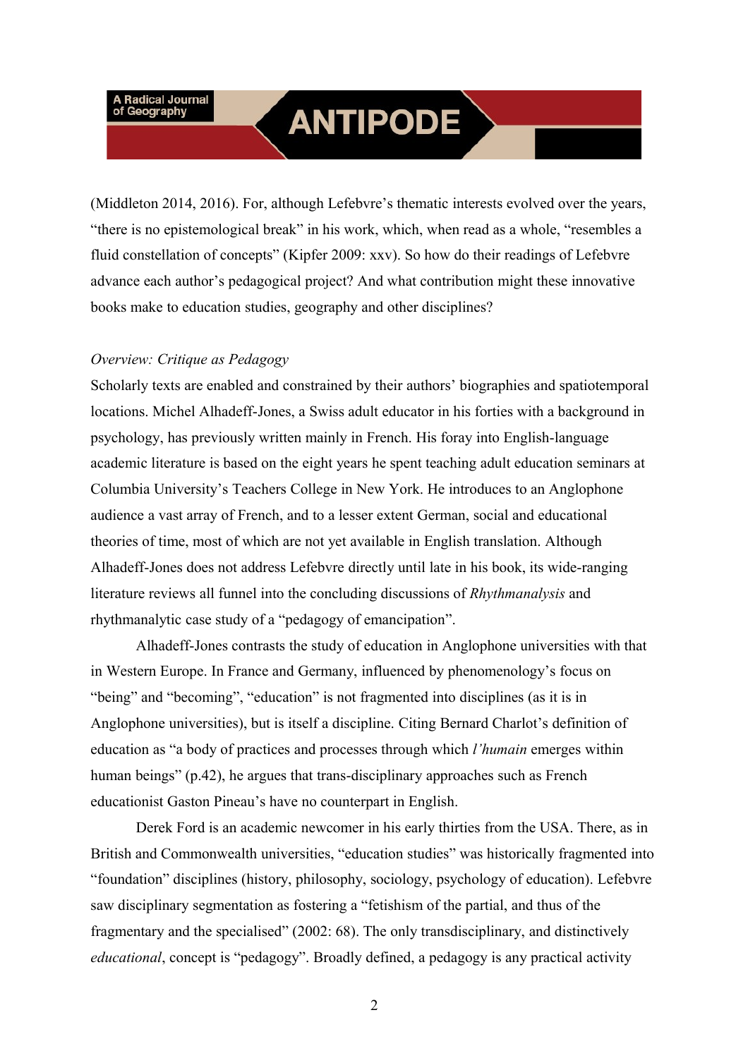(Middleton 2014, 2016). For, although Lefebvre's thematic interests evolved over the years, "there is no epistemological break" in his work, which, when read as a whole, "resembles a fluid constellation of concepts" (Kipfer 2009: xxv). So how do their readings of Lefebvre advance each author's pedagogical project? And what contribution might these innovative books make to education studies, geography and other disciplines?

*Overview: Critique as Pedagogy*

Scholarly texts are enabled and constrained by their authors' biographies and spatiotemporal locations. Michel Alhadeff-Jones, a Swiss adult educator in his forties with a background in psychology, has previously written mainly in French. His foray into English-language academic literature is based on the eight years he spent teaching adult education seminars at Columbia University's Teachers College in New York. He introduces to an Anglophone audience a vast array of French, and to a lesser extent German, social and educational theories of time, most of which are not yet available in English translation. Although Alhadeff-Jones does not address Lefebvre directly until late in his book, its wide-ranging literature reviews all funnel into the concluding discussions of *Rhythmanalysis* and rhythmanalytic case study of a "pedagogy of emancipation".

Alhadeff-Jones contrasts the study of education in Anglophone universities with that in Western Europe. In France and Germany, influenced by phenomenology's focus on "being" and "becoming", "education" is not fragmented into disciplines (as it is in Anglophone universities), but is itself a discipline. Citing Bernard Charlot's definition of education as "a body of practices and processes through which *l'humain* emerges within human beings" (p.42), he argues that trans-disciplinary approaches such as French educationist Gaston Pineau's have no counterpart in English.

Derek Ford is an academic newcomer in his early thirties from the USA. There, as in British and Commonwealth universities, "education studies" was historically fragmented into "foundation" disciplines (history, philosophy, sociology, psychology of education). Lefebvre saw disciplinary segmentation as fostering a "fetishism of the partial, and thus of the fragmentary and the specialised" (2002: 68). The only transdisciplinary, and distinctively *educational*, concept is "pedagogy". Broadly defined, a pedagogy is any practical activity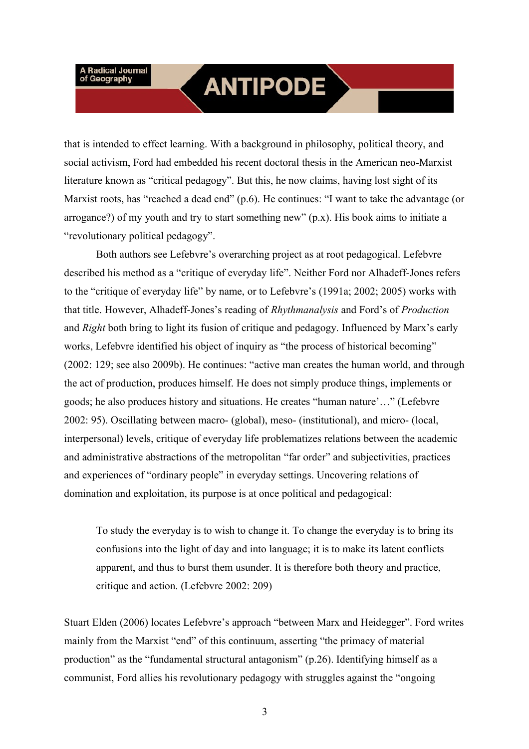that is intended to effect learning. With a background in philosophy, political theory, and social activism, Ford had embedded his recent doctoral thesis in the American neo-Marxist literature known as "critical pedagogy". But this, he now claims, having lost sight of its Marxist roots, has "reached a dead end" (p.6). He continues: "I want to take the advantage (or arrogance?) of my youth and try to start something new" (p.x). His book aims to initiate a "revolutionary political pedagogy".

Both authors see Lefebvre's overarching project as at root pedagogical. Lefebvre described his method as a "critique of everyday life". Neither Ford nor Alhadeff-Jones refers to the "critique of everyday life" by name, or to Lefebvre's (1991a; 2002; 2005) works with that title. However, Alhadeff-Jones's reading of *Rhythmanalysis* and Ford's of *Production* and *Right* both bring to light its fusion of critique and pedagogy. Influenced by Marx's early works, Lefebvre identified his object of inquiry as "the process of historical becoming" (2002: 129; see also 2009b). He continues: "active man creates the human world, and through the act of production, produces himself. He does not simply produce things, implements or goods; he also produces history and situations. He creates "human nature'…" (Lefebvre 2002: 95). Oscillating between macro- (global), meso- (institutional), and micro- (local, interpersonal) levels, critique of everyday life problematizes relations between the academic and administrative abstractions of the metropolitan "far order" and subjectivities, practices and experiences of "ordinary people" in everyday settings. Uncovering relations of domination and exploitation, its purpose is at once political and pedagogical:

> To study the everyday is to wish to change it. To change the everyday is to bring its confusions into the light of day and into language; it is to make its latent conflicts apparent, and thus to burst them usunder. It is therefore both theory and practice, critique and action. (Lefebvre 2002: 209)

Stuart Elden (2006) locates Lefebvre's approach "between Marx and Heidegger". Ford writes mainly from the Marxist "end" of this continuum, asserting "the primacy of material production" as the "fundamental structural antagonism" (p.26). Identifying himself as a communist, Ford allies his revolutionary pedagogy with struggles against the "ongoing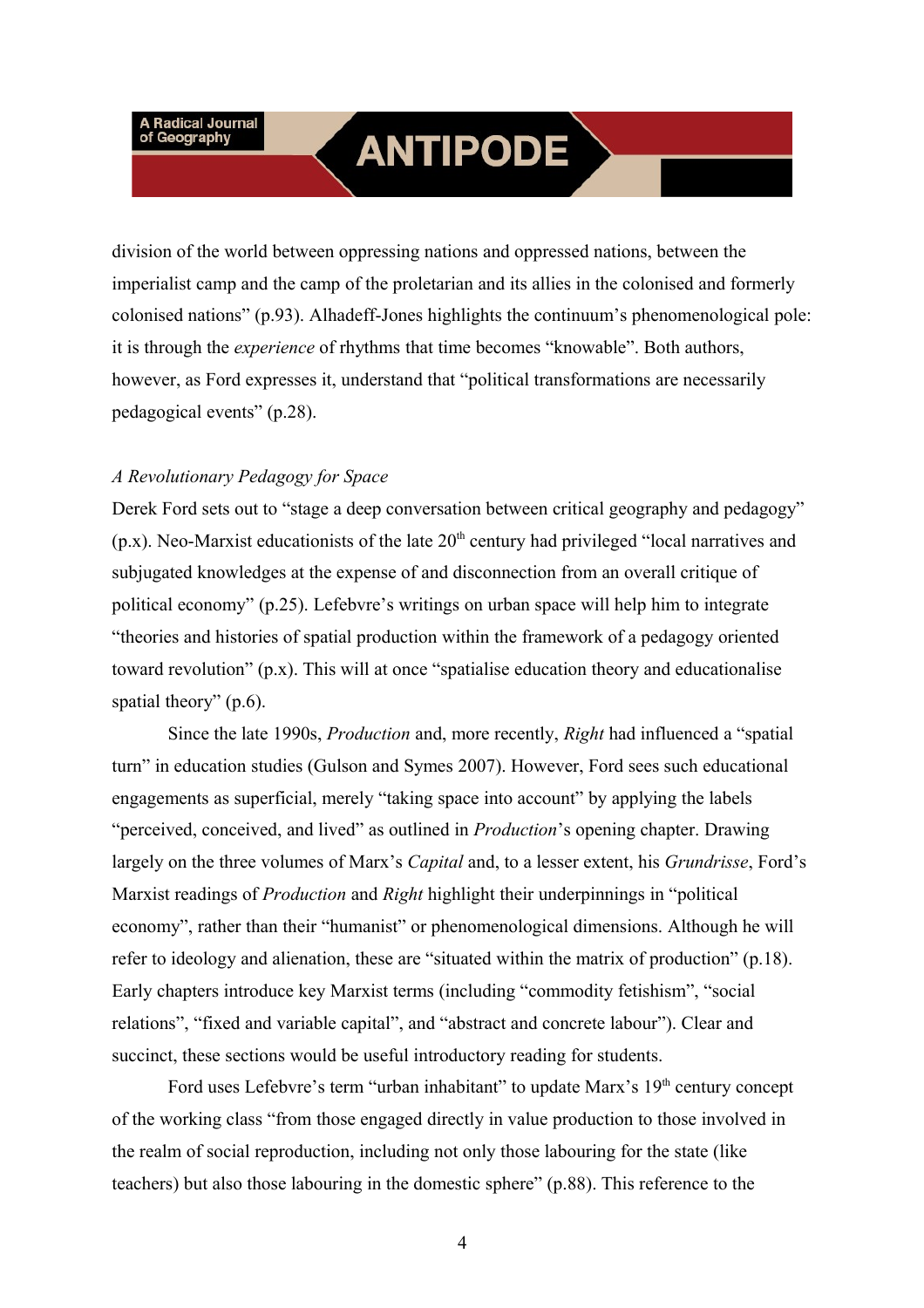division of the world between oppressing nations and oppressed nations, between the imperialist camp and the camp of the proletarian and its allies in the colonised and formerly colonised nations" (p.93). Alhadeff-Jones highlights the continuum's phenomenological pole: it is through the *experience* of rhythms that time becomes "knowable". Both authors, however, as Ford expresses it, understand that "political transformations are necessarily pedagogical events" (p.28).

*A Revolutionary Pedagogy for Space*

Derek Ford sets out to "stage a deep conversation between critical geography and pedagogy" (p.x). Neo-Marxist educationists of the late 20th century had privileged "local narratives and subjugated knowledges at the expense of and disconnection from an overall critique of political economy" (p.25). Lefebvre's writings on urban space will help him to integrate "theories and histories of spatial production within the framework of a pedagogy oriented toward revolution" (p.x). This will at once "spatialise education theory and educationalise spatial theory" (p.6).

Since the late 1990s, *Production* and, more recently, *Right* had influenced a "spatial turn" in education studies (Gulson and Symes 2007). However, Ford sees such educational engagements as superficial, merely "taking space into account" by applying the labels "perceived, conceived, and lived" as outlined in *Production*'s opening chapter. Drawing largely on the three volumes of Marx's *Capital* and, to a lesser extent, his *Grundrisse*, Ford's Marxist readings of *Production* and *Right* highlight their underpinnings in "political economy", rather than their "humanist" or phenomenological dimensions. Although he will refer to ideology and alienation, these are "situated within the matrix of production" (p.18). Early chapters introduce key Marxist terms (including "commodity fetishism", "social relations", "fixed and variable capital", and "abstract and concrete labour"). Clear and succinct, these sections would be useful introductory reading for students.

Ford uses Lefebvre's term "urban inhabitant" to update Marx's 19th century concept of the working class "from those engaged directly in value production to those involved in the realm of social reproduction, including not only those labouring for the state (like teachers) but also those labouring in the domestic sphere" (p.88). This reference to the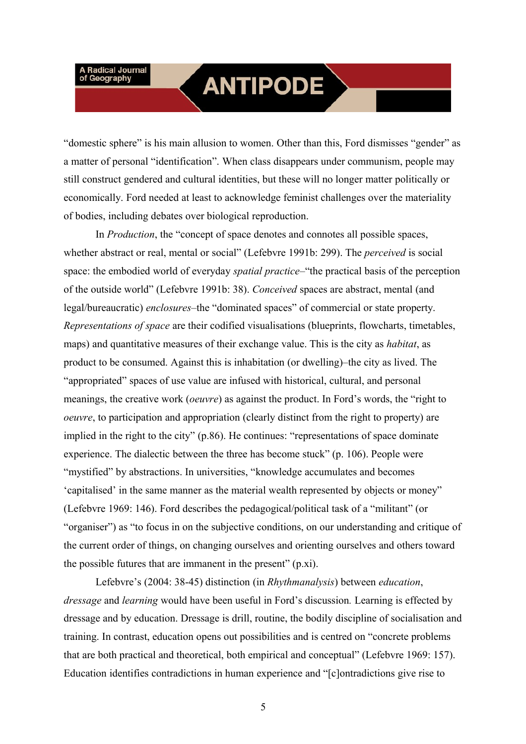"domestic sphere" is his main allusion to women. Other than this, Ford dismisses "gender" as a matter of personal "identification". When class disappears under communism, people may still construct gendered and cultural identities, but these will no longer matter politically or economically. Ford needed at least to acknowledge feminist challenges over the materiality of bodies, including debates over biological reproduction.

In *Production*, the "concept of space denotes and connotes all possible spaces, whether abstract or real, mental or social" (Lefebvre 1991b: 299). The *perceived* is social space: the embodied world of everyday *spatial practice*–"the practical basis of the perception of the outside world" (Lefebvre 1991b: 38). *Conceived* spaces are abstract, mental (and legal/bureaucratic) *enclosures*–the "dominated spaces" of commercial or state property. *Representations of space* are their codified visualisations (blueprints, flowcharts, timetables, maps) and quantitative measures of their exchange value. This is the city as *habitat*, as product to be consumed. Against this is inhabitation (or dwelling)–the city as lived. The "appropriated" spaces of use value are infused with historical, cultural, and personal meanings, the creative work (*oeuvre*) as against the product. In Ford's words, the "right to *oeuvre*, to participation and appropriation (clearly distinct from the right to property) are implied in the right to the city" (p.86). He continues: "representations of space dominate experience. The dialectic between the three has become stuck" (p. 106). People were "mystified" by abstractions. In universities, "knowledge accumulates and becomes 'capitalised' in the same manner as the material wealth represented by objects or money" (Lefebvre 1969: 146). Ford describes the pedagogical/political task of a "militant" (or "organiser") as "to focus in on the subjective conditions, on our understanding and critique of the current order of things, on changing ourselves and orienting ourselves and others toward the possible futures that are immanent in the present" (p.xi).

Lefebvre's (2004: 38-45) distinction (in *Rhythmanalysis*) between *education*, *dressage* and *learning* would have been useful in Ford's discussion. Learning is effected by dressage and by education. Dressage is drill, routine, the bodily discipline of socialisation and training. In contrast, education opens out possibilities and is centred on "concrete problems that are both practical and theoretical, both empirical and conceptual" (Lefebvre 1969: 157). Education identifies contradictions in human experience and "[c]ontradictions give rise to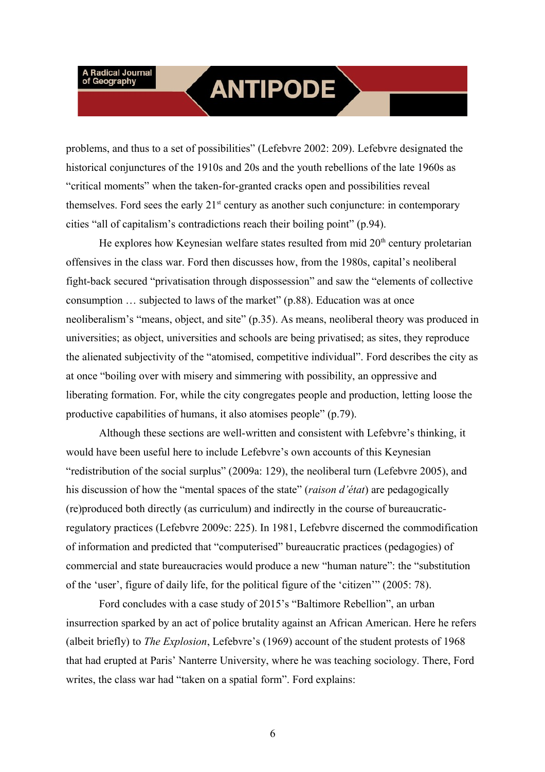problems, and thus to a set of possibilities" (Lefebvre 2002: 209). Lefebvre designated the historical conjunctures of the 1910s and 20s and the youth rebellions of the late 1960s as "critical moments" when the taken-for-granted cracks open and possibilities reveal themselves. Ford sees the early 21st century as another such conjuncture: in contemporary cities "all of capitalism's contradictions reach their boiling point" (p.94).

He explores how Keynesian welfare states resulted from mid 20th century proletarian offensives in the class war. Ford then discusses how, from the 1980s, capital's neoliberal fight-back secured "privatisation through dispossession" and saw the "elements of collective consumption … subjected to laws of the market" (p.88). Education was at once neoliberalism's "means, object, and site" (p.35). As means, neoliberal theory was produced in universities; as object, universities and schools are being privatised; as sites, they reproduce the alienated subjectivity of the "atomised, competitive individual". Ford describes the city as at once "boiling over with misery and simmering with possibility, an oppressive and liberating formation. For, while the city congregates people and production, letting loose the productive capabilities of humans, it also atomises people" (p.79).

Although these sections are well-written and consistent with Lefebvre's thinking, it would have been useful here to include Lefebvre's own accounts of this Keynesian "redistribution of the social surplus" (2009a: 129), the neoliberal turn (Lefebvre 2005), and his discussion of how the "mental spaces of the state" (*raison d'état*) are pedagogically (re)produced both directly (as curriculum) and indirectly in the course of bureaucratic-regulatory practices (Lefebvre 2009c: 225). In 1981, Lefebvre discerned the commodification of information and predicted that "computerised" bureaucratic practices (pedagogies) of commercial and state bureaucracies would produce a new "human nature": the "substitution of the 'user', figure of daily life, for the political figure of the 'citizen'" (2005: 78).

Ford concludes with a case study of 2015's "Baltimore Rebellion", an urban insurrection sparked by an act of police brutality against an African American. Here he refers (albeit briefly) to *The Explosion*, Lefebvre's (1969) account of the student protests of 1968 that had erupted at Paris' Nanterre University, where he was teaching sociology. There, Ford writes, the class war had "taken on a spatial form". Ford explains: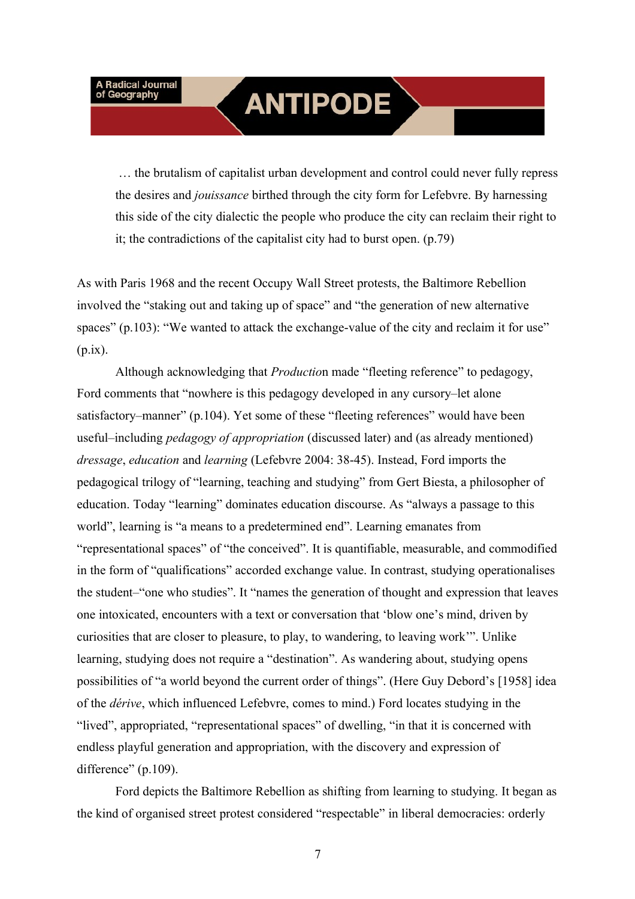> … the brutalism of capitalist urban development and control could never fully repress the desires and *jouissance* birthed through the city form for Lefebvre. By harnessing this side of the city dialectic the people who produce the city can reclaim their right to it; the contradictions of the capitalist city had to burst open. (p.79)

As with Paris 1968 and the recent Occupy Wall Street protests, the Baltimore Rebellion involved the "staking out and taking up of space" and "the generation of new alternative spaces" (p.103): "We wanted to attack the exchange-value of the city and reclaim it for use" (p.ix).

Although acknowledging that *Production* made "fleeting reference" to pedagogy, Ford comments that "nowhere is this pedagogy developed in any cursory–let alone satisfactory–manner" (p.104). Yet some of these "fleeting references" would have been useful–including *pedagogy of appropriation* (discussed later) and (as already mentioned) *dressage*, *education* and *learning* (Lefebvre 2004: 38-45). Instead, Ford imports the pedagogical trilogy of "learning, teaching and studying" from Gert Biesta, a philosopher of education. Today "learning" dominates education discourse. As "always a passage to this world", learning is "a means to a predetermined end". Learning emanates from "representational spaces" of "the conceived". It is quantifiable, measurable, and commodified in the form of "qualifications" accorded exchange value. In contrast, studying operationalises the student–"one who studies". It "names the generation of thought and expression that leaves one intoxicated, encounters with a text or conversation that 'blow one's mind, driven by curiosities that are closer to pleasure, to play, to wandering, to leaving work'". Unlike learning, studying does not require a "destination". As wandering about, studying opens possibilities of "a world beyond the current order of things". (Here Guy Debord's [1958] idea of the *dérive*, which influenced Lefebvre, comes to mind.) Ford locates studying in the "lived", appropriated, "representational spaces" of dwelling, "in that it is concerned with endless playful generation and appropriation, with the discovery and expression of difference" (p.109).

Ford depicts the Baltimore Rebellion as shifting from learning to studying. It began as the kind of organised street protest considered "respectable" in liberal democracies: orderly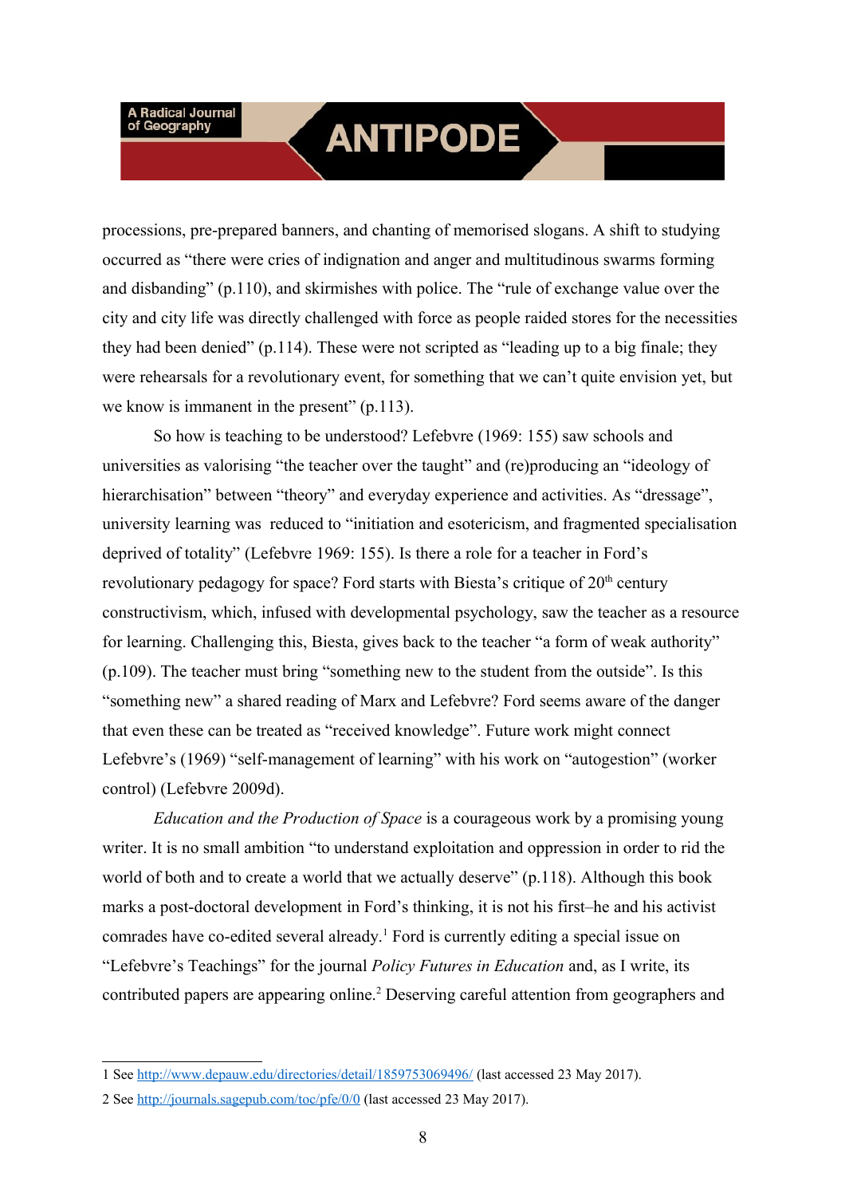processions, pre-prepared banners, and chanting of memorised slogans. A shift to studying occurred as "there were cries of indignation and anger and multitudinous swarms forming and disbanding" (p.110), and skirmishes with police. The "rule of exchange value over the city and city life was directly challenged with force as people raided stores for the necessities they had been denied" (p.114). These were not scripted as "leading up to a big finale; they were rehearsals for a revolutionary event, for something that we can't quite envision yet, but we know is immanent in the present" (p.113).

So how is teaching to be understood? Lefebvre (1969: 155) saw schools and universities as valorising "the teacher over the taught" and (re)producing an "ideology of hierarchisation" between "theory" and everyday experience and activities. As "dressage", university learning was reduced to "initiation and esotericism, and fragmented specialisation deprived of totality" (Lefebvre 1969: 155). Is there a role for a teacher in Ford's revolutionary pedagogy for space? Ford starts with Biesta's critique of 20th century constructivism, which, infused with developmental psychology, saw the teacher as a resource for learning. Challenging this, Biesta, gives back to the teacher "a form of weak authority" (p.109). The teacher must bring "something new to the student from the outside". Is this "something new" a shared reading of Marx and Lefebvre? Ford seems aware of the danger that even these can be treated as "received knowledge". Future work might connect Lefebvre's (1969) "self-management of learning" with his work on "autogestion" (worker control) (Lefebvre 2009d).

*Education and the Production of Space* is a courageous work by a promising young writer. It is no small ambition "to understand exploitation and oppression in order to rid the world of both and to create a world that we actually deserve" (p.118). Although this book marks a post-doctoral development in Ford's thinking, it is not his first–he and his activist comrades have co-edited several already.[1] Ford is currently editing a special issue on "Lefebvre's Teachings" for the journal *Policy Futures in Education* and, as I write, its contributed papers are appearing online.[2] Deserving careful attention from geographers and

---

1 See http://www.depauw.edu/directories/detail/1859753069496/ (last accessed 23 May 2017).

2 See http://journals.sagepub.com/toc/pfe/0/0 (last accessed 23 May 2017).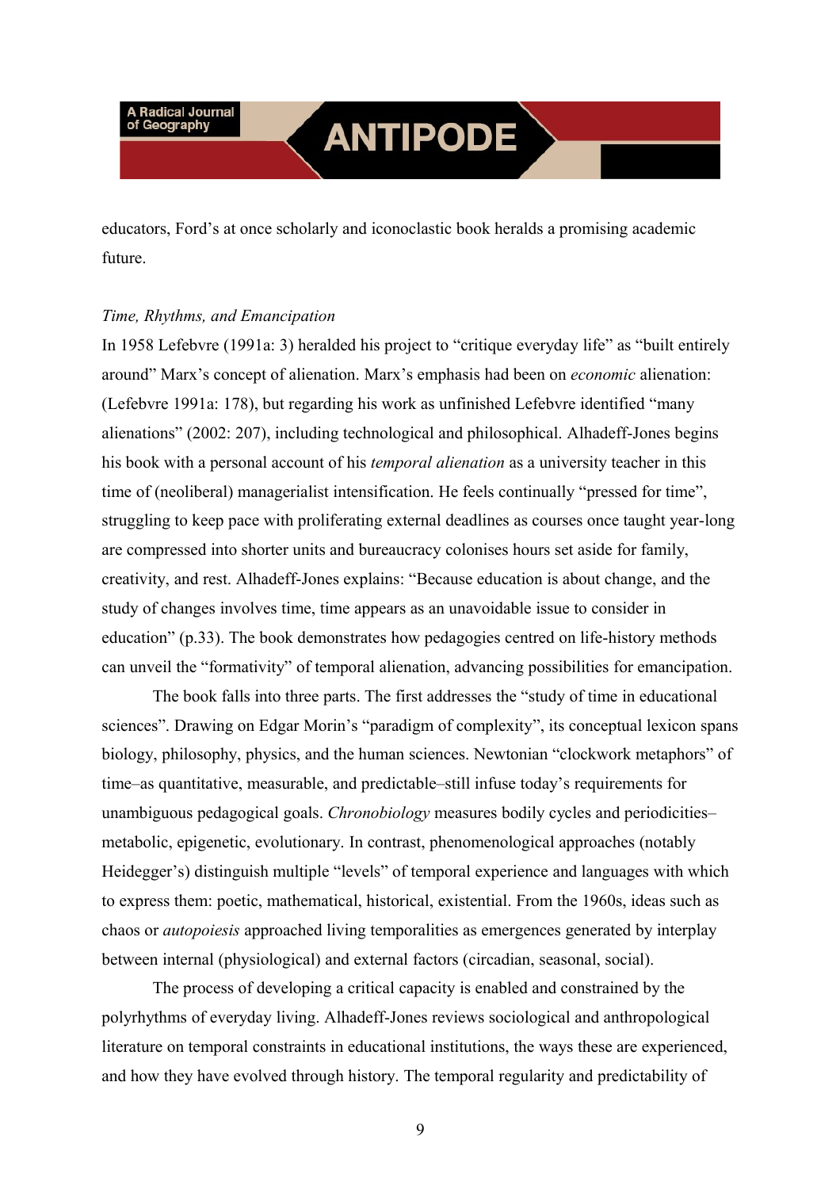educators, Ford's at once scholarly and iconoclastic book heralds a promising academic future.

*Time, Rhythms, and Emancipation*

In 1958 Lefebvre (1991a: 3) heralded his project to "critique everyday life" as "built entirely around" Marx's concept of alienation. Marx's emphasis had been on *economic* alienation: (Lefebvre 1991a: 178), but regarding his work as unfinished Lefebvre identified "many alienations" (2002: 207), including technological and philosophical. Alhadeff-Jones begins his book with a personal account of his *temporal alienation* as a university teacher in this time of (neoliberal) managerialist intensification. He feels continually "pressed for time", struggling to keep pace with proliferating external deadlines as courses once taught year-long are compressed into shorter units and bureaucracy colonises hours set aside for family, creativity, and rest. Alhadeff-Jones explains: "Because education is about change, and the study of changes involves time, time appears as an unavoidable issue to consider in education" (p.33). The book demonstrates how pedagogies centred on life-history methods can unveil the "formativity" of temporal alienation, advancing possibilities for emancipation.

The book falls into three parts. The first addresses the "study of time in educational sciences". Drawing on Edgar Morin's "paradigm of complexity", its conceptual lexicon spans biology, philosophy, physics, and the human sciences. Newtonian "clockwork metaphors" of time–as quantitative, measurable, and predictable–still infuse today's requirements for unambiguous pedagogical goals. *Chronobiology* measures bodily cycles and periodicities–metabolic, epigenetic, evolutionary. In contrast, phenomenological approaches (notably Heidegger's) distinguish multiple "levels" of temporal experience and languages with which to express them: poetic, mathematical, historical, existential. From the 1960s, ideas such as chaos or *autopoiesis* approached living temporalities as emergences generated by interplay between internal (physiological) and external factors (circadian, seasonal, social).

The process of developing a critical capacity is enabled and constrained by the polyrhythms of everyday living. Alhadeff-Jones reviews sociological and anthropological literature on temporal constraints in educational institutions, the ways these are experienced, and how they have evolved through history. The temporal regularity and predictability of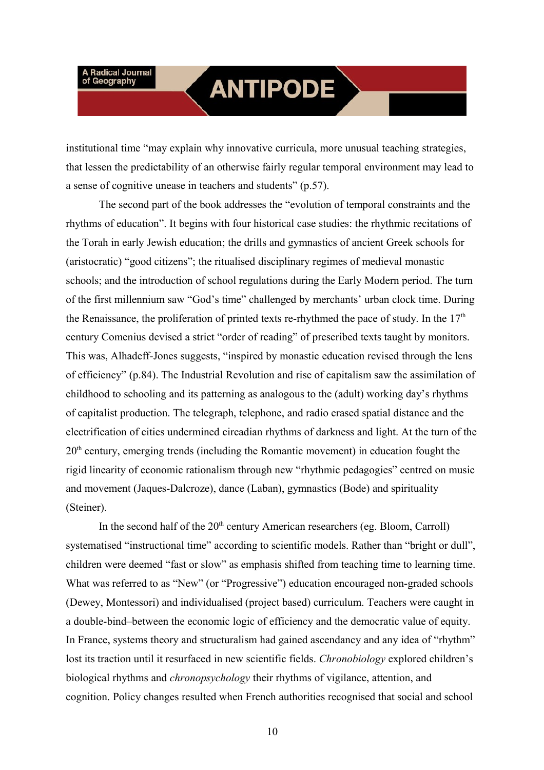institutional time "may explain why innovative curricula, more unusual teaching strategies, that lessen the predictability of an otherwise fairly regular temporal environment may lead to a sense of cognitive unease in teachers and students" (p.57).

The second part of the book addresses the "evolution of temporal constraints and the rhythms of education". It begins with four historical case studies: the rhythmic recitations of the Torah in early Jewish education; the drills and gymnastics of ancient Greek schools for (aristocratic) "good citizens"; the ritualised disciplinary regimes of medieval monastic schools; and the introduction of school regulations during the Early Modern period. The turn of the first millennium saw "God's time" challenged by merchants' urban clock time. During the Renaissance, the proliferation of printed texts re-rhythmed the pace of study. In the 17th century Comenius devised a strict "order of reading" of prescribed texts taught by monitors. This was, Alhadeff-Jones suggests, "inspired by monastic education revised through the lens of efficiency" (p.84). The Industrial Revolution and rise of capitalism saw the assimilation of childhood to schooling and its patterning as analogous to the (adult) working day's rhythms of capitalist production. The telegraph, telephone, and radio erased spatial distance and the electrification of cities undermined circadian rhythms of darkness and light. At the turn of the 20th century, emerging trends (including the Romantic movement) in education fought the rigid linearity of economic rationalism through new "rhythmic pedagogies" centred on music and movement (Jaques-Dalcroze), dance (Laban), gymnastics (Bode) and spirituality (Steiner).

In the second half of the 20th century American researchers (eg. Bloom, Carroll) systematised "instructional time" according to scientific models. Rather than "bright or dull", children were deemed "fast or slow" as emphasis shifted from teaching time to learning time. What was referred to as "New" (or "Progressive") education encouraged non-graded schools (Dewey, Montessori) and individualised (project based) curriculum. Teachers were caught in a double-bind–between the economic logic of efficiency and the democratic value of equity. In France, systems theory and structuralism had gained ascendancy and any idea of "rhythm" lost its traction until it resurfaced in new scientific fields. *Chronobiology* explored children's biological rhythms and *chronopsychology* their rhythms of vigilance, attention, and cognition. Policy changes resulted when French authorities recognised that social and school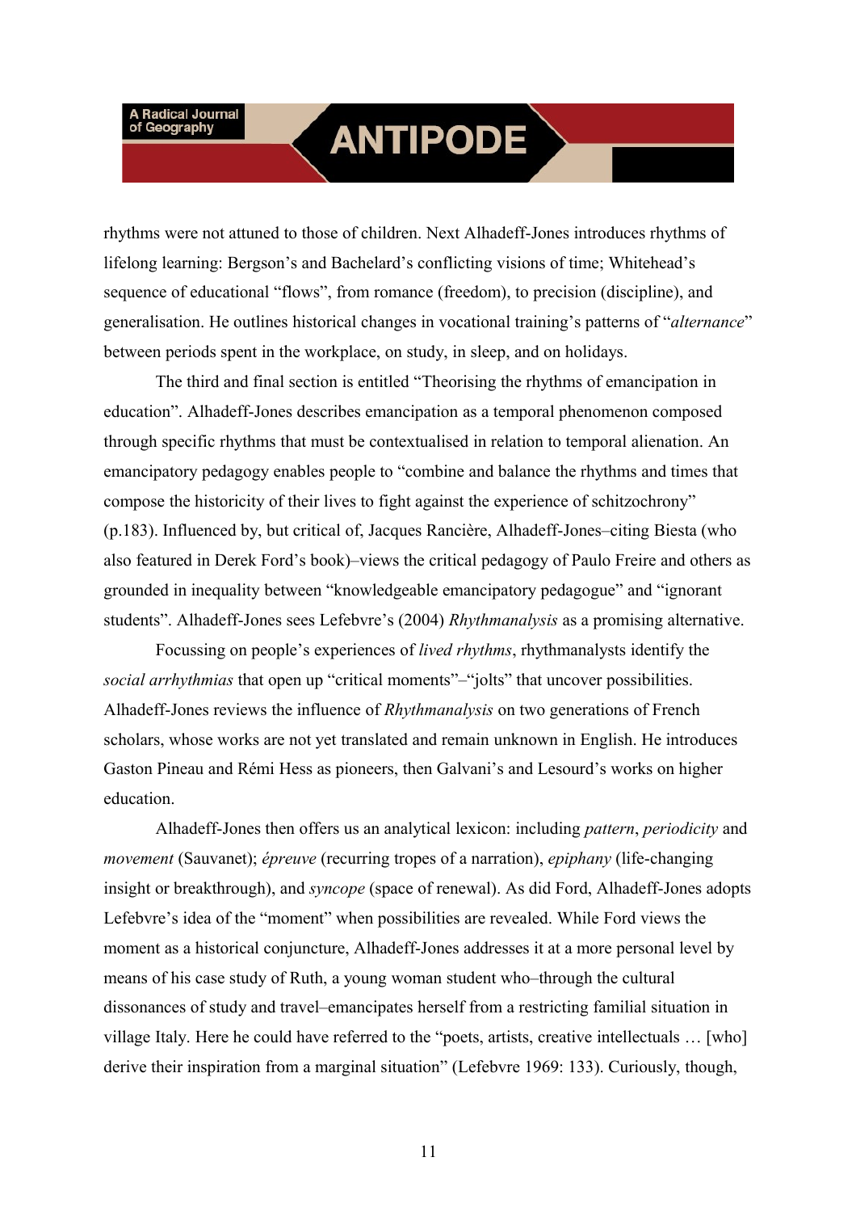rhythms were not attuned to those of children. Next Alhadeff-Jones introduces rhythms of lifelong learning: Bergson's and Bachelard's conflicting visions of time; Whitehead's sequence of educational "flows", from romance (freedom), to precision (discipline), and generalisation. He outlines historical changes in vocational training's patterns of "*alternance*" between periods spent in the workplace, on study, in sleep, and on holidays.

The third and final section is entitled "Theorising the rhythms of emancipation in education". Alhadeff-Jones describes emancipation as a temporal phenomenon composed through specific rhythms that must be contextualised in relation to temporal alienation. An emancipatory pedagogy enables people to "combine and balance the rhythms and times that compose the historicity of their lives to fight against the experience of schizochrony" (p.183). Influenced by, but critical of, Jacques Rancière, Alhadeff-Jones–citing Biesta (who also featured in Derek Ford's book)–views the critical pedagogy of Paulo Freire and others as grounded in inequality between "knowledgeable emancipatory pedagogue" and "ignorant students". Alhadeff-Jones sees Lefebvre's (2004) *Rhythmanalysis* as a promising alternative.

Focussing on people's experiences of *lived rhythms*, rhythmanalysts identify the *social arrhythmias* that open up "critical moments"–"jolts" that uncover possibilities. Alhadeff-Jones reviews the influence of *Rhythmanalysis* on two generations of French scholars, whose works are not yet translated and remain unknown in English. He introduces Gaston Pineau and Rémi Hess as pioneers, then Galvani's and Lesourd's works on higher education.

Alhadeff-Jones then offers us an analytical lexicon: including *pattern*, *periodicity* and *movement* (Sauvanet); *épreuve* (recurring tropes of a narration), *epiphany* (life-changing insight or breakthrough), and *syncope* (space of renewal). As did Ford, Alhadeff-Jones adopts Lefebvre's idea of the "moment" when possibilities are revealed. While Ford views the moment as a historical conjuncture, Alhadeff-Jones addresses it at a more personal level by means of his case study of Ruth, a young woman student who–through the cultural dissonances of study and travel–emancipates herself from a restricting familial situation in village Italy. Here he could have referred to the "poets, artists, creative intellectuals … [who] derive their inspiration from a marginal situation" (Lefebvre 1969: 133). Curiously, though,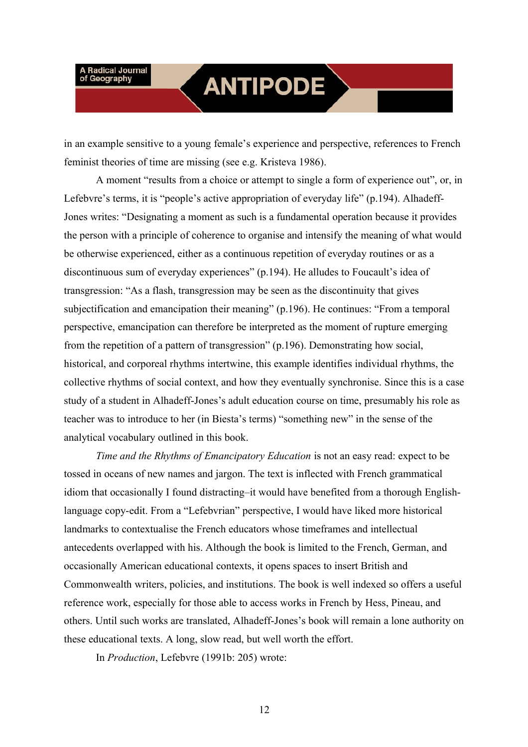in an example sensitive to a young female's experience and perspective, references to French feminist theories of time are missing (see e.g. Kristeva 1986).

A moment "results from a choice or attempt to single a form of experience out", or, in Lefebvre's terms, it is "people's active appropriation of everyday life" (p.194). Alhadeff-Jones writes: "Designating a moment as such is a fundamental operation because it provides the person with a principle of coherence to organise and intensify the meaning of what would be otherwise experienced, either as a continuous repetition of everyday routines or as a discontinuous sum of everyday experiences" (p.194). He alludes to Foucault's idea of transgression: "As a flash, transgression may be seen as the discontinuity that gives subjectification and emancipation their meaning" (p.196). He continues: "From a temporal perspective, emancipation can therefore be interpreted as the moment of rupture emerging from the repetition of a pattern of transgression" (p.196). Demonstrating how social, historical, and corporeal rhythms intertwine, this example identifies individual rhythms, the collective rhythms of social context, and how they eventually synchronise. Since this is a case study of a student in Alhadeff-Jones's adult education course on time, presumably his role as teacher was to introduce to her (in Biesta's terms) "something new" in the sense of the analytical vocabulary outlined in this book.

*Time and the Rhythms of Emancipatory Education* is not an easy read: expect to be tossed in oceans of new names and jargon. The text is inflected with French grammatical idiom that occasionally I found distracting–it would have benefited from a thorough English-language copy-edit. From a "Lefebvrian" perspective, I would have liked more historical landmarks to contextualise the French educators whose timeframes and intellectual antecedents overlapped with his. Although the book is limited to the French, German, and occasionally American educational contexts, it opens spaces to insert British and Commonwealth writers, policies, and institutions. The book is well indexed so offers a useful reference work, especially for those able to access works in French by Hess, Pineau, and others. Until such works are translated, Alhadeff-Jones's book will remain a lone authority on these educational texts. A long, slow read, but well worth the effort.

In *Production*, Lefebvre (1991b: 205) wrote: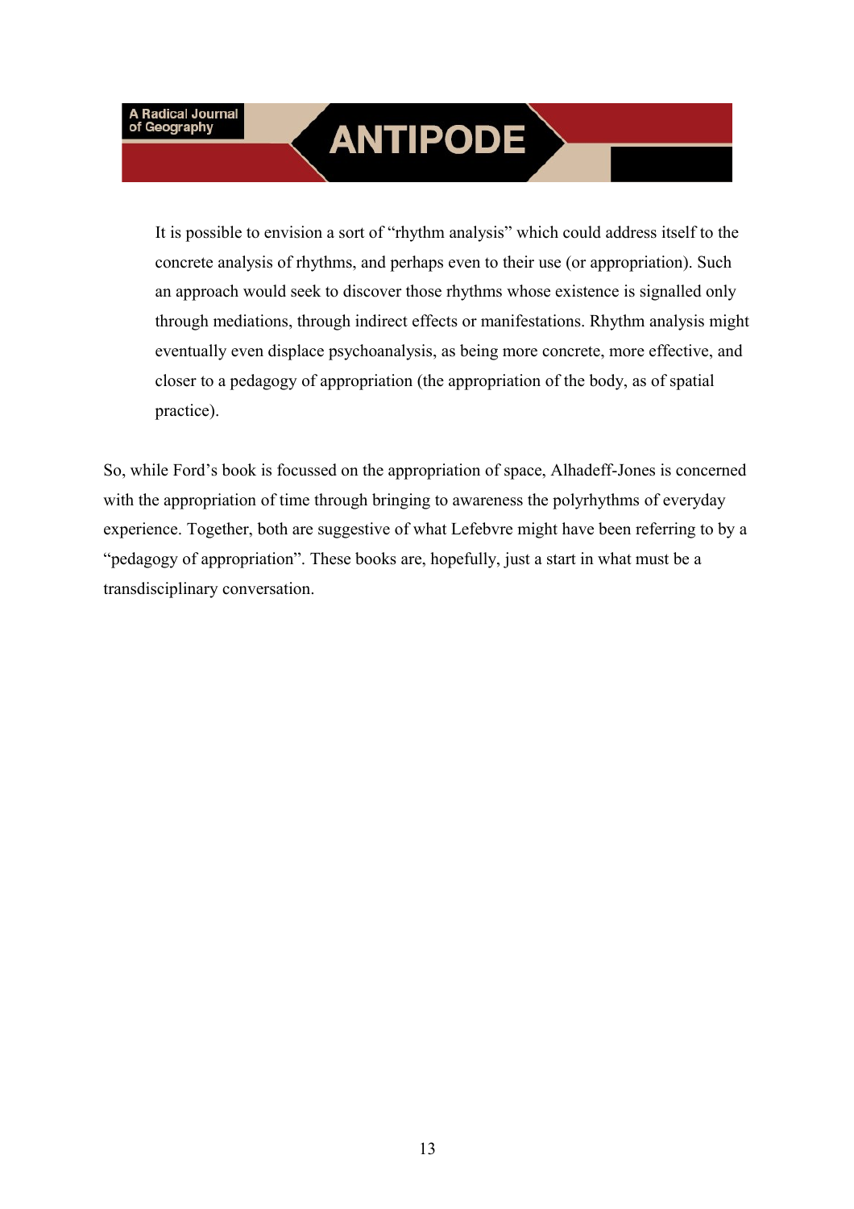> It is possible to envision a sort of "rhythm analysis" which could address itself to the concrete analysis of rhythms, and perhaps even to their use (or appropriation). Such an approach would seek to discover those rhythms whose existence is signalled only through mediations, through indirect effects or manifestations. Rhythm analysis might eventually even displace psychoanalysis, as being more concrete, more effective, and closer to a pedagogy of appropriation (the appropriation of the body, as of spatial practice).

So, while Ford's book is focussed on the appropriation of space, Alhadeff-Jones is concerned with the appropriation of time through bringing to awareness the polyrhythms of everyday experience. Together, both are suggestive of what Lefebvre might have been referring to by a "pedagogy of appropriation". These books are, hopefully, just a start in what must be a transdisciplinary conversation.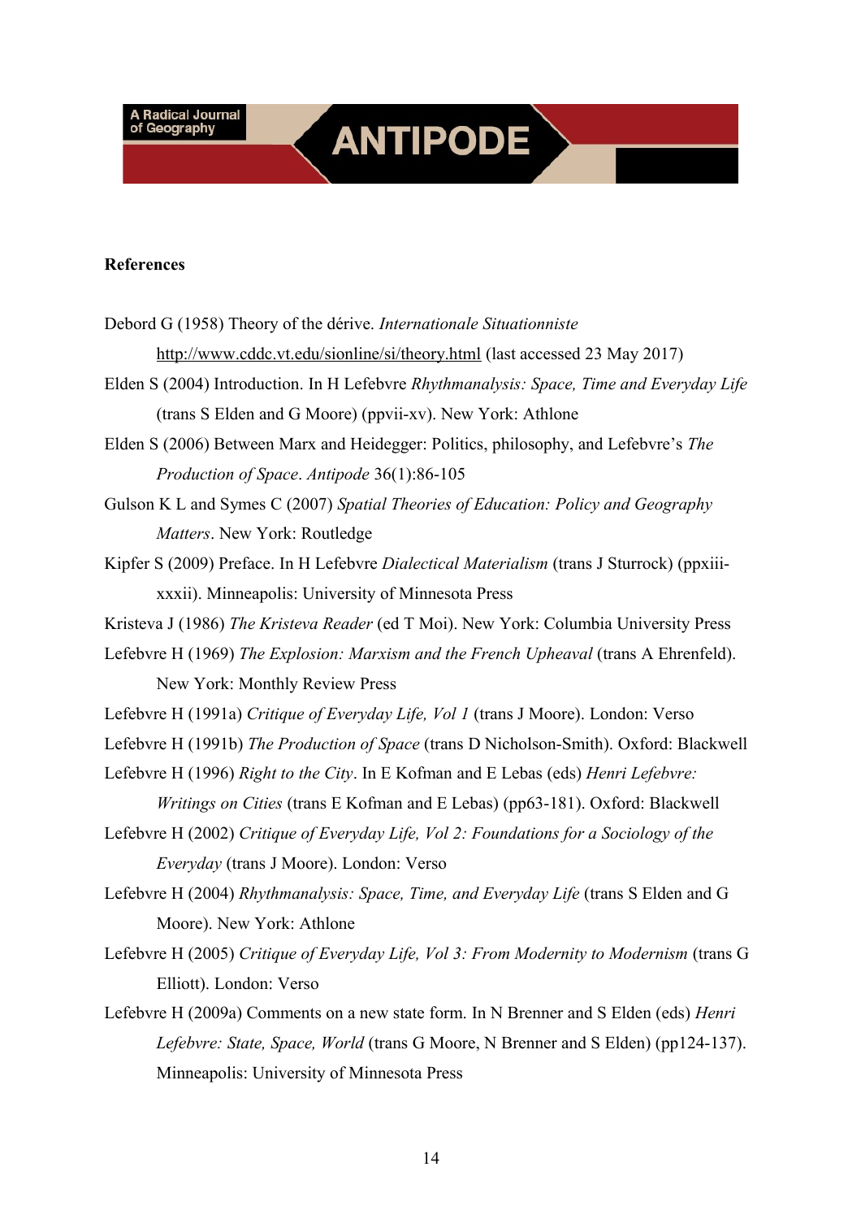**References**

Debord G (1958) Theory of the dérive. *Internationale Situationniste* http://www.cddc.vt.edu/sionline/si/theory.html (last accessed 23 May 2017)

Elden S (2004) Introduction. In H Lefebvre *Rhythmanalysis: Space, Time and Everyday Life* (trans S Elden and G Moore) (ppvii-xv). New York: Athlone

Elden S (2006) Between Marx and Heidegger: Politics, philosophy, and Lefebvre's *The Production of Space*. *Antipode* 36(1):86-105

Gulson K L and Symes C (2007) *Spatial Theories of Education: Policy and Geography Matters*. New York: Routledge

Kipfer S (2009) Preface. In H Lefebvre *Dialectical Materialism* (trans J Sturrock) (ppxiii-xxxii). Minneapolis: University of Minnesota Press

Kristeva J (1986) *The Kristeva Reader* (ed T Moi). New York: Columbia University Press

Lefebvre H (1969) *The Explosion: Marxism and the French Upheaval* (trans A Ehrenfeld). New York: Monthly Review Press

Lefebvre H (1991a) *Critique of Everyday Life, Vol 1* (trans J Moore). London: Verso

Lefebvre H (1991b) *The Production of Space* (trans D Nicholson-Smith). Oxford: Blackwell

Lefebvre H (1996) *Right to the City*. In E Kofman and E Lebas (eds) *Henri Lefebvre: Writings on Cities* (trans E Kofman and E Lebas) (pp63-181). Oxford: Blackwell

Lefebvre H (2002) *Critique of Everyday Life, Vol 2: Foundations for a Sociology of the Everyday* (trans J Moore). London: Verso

Lefebvre H (2004) *Rhythmanalysis: Space, Time, and Everyday Life* (trans S Elden and G Moore). New York: Athlone

Lefebvre H (2005) *Critique of Everyday Life, Vol 3: From Modernity to Modernism* (trans G Elliott). London: Verso

Lefebvre H (2009a) Comments on a new state form. In N Brenner and S Elden (eds) *Henri Lefebvre: State, Space, World* (trans G Moore, N Brenner and S Elden) (pp124-137). Minneapolis: University of Minnesota Press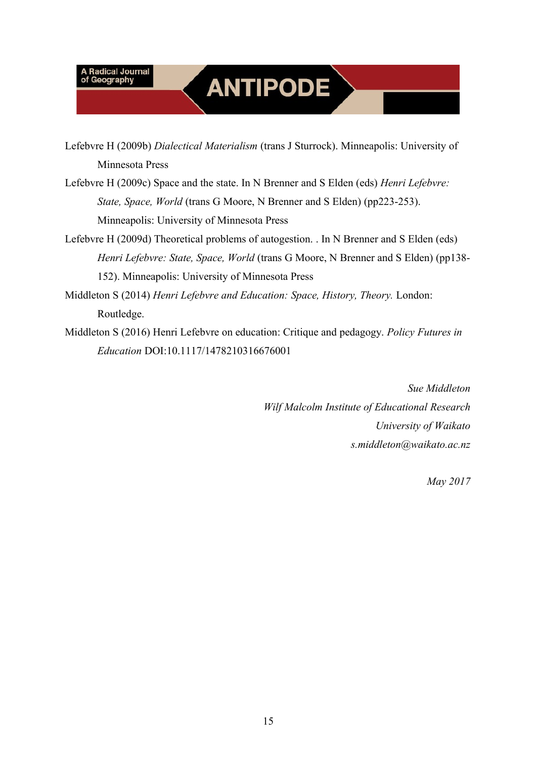Lefebvre H (2009b) *Dialectical Materialism* (trans J Sturrock). Minneapolis: University of Minnesota Press

Lefebvre H (2009c) Space and the state. In N Brenner and S Elden (eds) *Henri Lefebvre: State, Space, World* (trans G Moore, N Brenner and S Elden) (pp223-253). Minneapolis: University of Minnesota Press

Lefebvre H (2009d) Theoretical problems of autogestion. . In N Brenner and S Elden (eds) *Henri Lefebvre: State, Space, World* (trans G Moore, N Brenner and S Elden) (pp138-152). Minneapolis: University of Minnesota Press

Middleton S (2014) *Henri Lefebvre and Education: Space, History, Theory.* London: Routledge.

Middleton S (2016) Henri Lefebvre on education: Critique and pedagogy. *Policy Futures in Education* DOI:10.1117/1478210316676001

*Sue Middleton*
*Wilf Malcolm Institute of Educational Research*
*University of Waikato*
*s.middleton@waikato.ac.nz*

*May 2017*